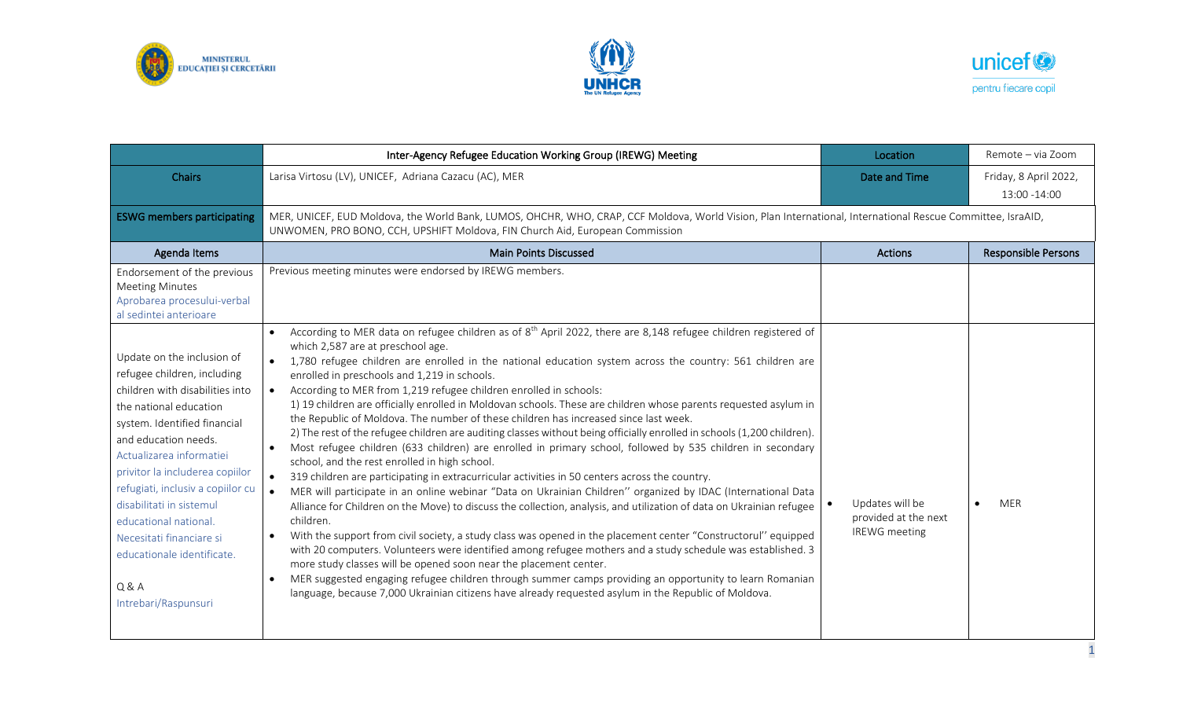MINISTERUL EDUCAȚIEI ȘI CERCETĂRII

UNHCR The UN Refugee Agency

unicef pentru fiecare copil

| | Inter-Agency Refugee Education Working Group (IREWG) Meeting | Location | Remote – via Zoom |
|---|---|---|---|
| Chairs | Larisa Virtosu (LV), UNICEF, Adriana Cazacu (AC), MER | Date and Time | Friday, 8 April 2022, 13:00 -14:00 |
| ESWG members participating | MER, UNICEF, EUD Moldova, the World Bank, LUMOS, OHCHR, WHO, CRAP, CCF Moldova, World Vision, Plan International, International Rescue Committee, IsraAID, UNWOMEN, PRO BONO, CCH, UPSHIFT Moldova, FIN Church Aid, European Commission | | |
| **Agenda Items** | **Main Points Discussed** | **Actions** | **Responsible Persons** |
| Endorsement of the previous Meeting Minutes<br>Aprobarea procesului-verbal al sedintei anterioare | Previous meeting minutes were endorsed by IREWG members. | | |
| Update on the inclusion of refugee children, including children with disabilities into the national education system. Identified financial and education needs.<br>Actualizarea informatiei privitor la includerea copiilor refugiati, inclusiv a copiilor cu disabilitati in sistemul educational national. Necesitati financiare si educationale identificate.<br><br>Q & A<br>Intrebari/Raspunsuri | • According to MER data on refugee children as of 8th April 2022, there are 8,148 refugee children registered of which 2,587 are at preschool age.<br>• 1,780 refugee children are enrolled in the national education system across the country: 561 children are enrolled in preschools and 1,219 in schools.<br>• According to MER from 1,219 refugee children enrolled in schools:<br>1) 19 children are officially enrolled in Moldovan schools. These are children whose parents requested asylum in the Republic of Moldova. The number of these children has increased since last week.<br>2) The rest of the refugee children are auditing classes without being officially enrolled in schools (1,200 children).<br>• Most refugee children (633 children) are enrolled in primary school, followed by 535 children in secondary school, and the rest enrolled in high school.<br>• 319 children are participating in extracurricular activities in 50 centers across the country.<br>• MER will participate in an online webinar "Data on Ukrainian Children'' organized by IDAC (International Data Alliance for Children on the Move) to discuss the collection, analysis, and utilization of data on Ukrainian refugee children.<br>• With the support from civil society, a study class was opened in the placement center "Constructorul'' equipped with 20 computers. Volunteers were identified among refugee mothers and a study schedule was established. 3 more study classes will be opened soon near the placement center.<br>• MER suggested engaging refugee children through summer camps providing an opportunity to learn Romanian language, because 7,000 Ukrainian citizens have already requested asylum in the Republic of Moldova. | • Updates will be provided at the next IREWG meeting | • MER |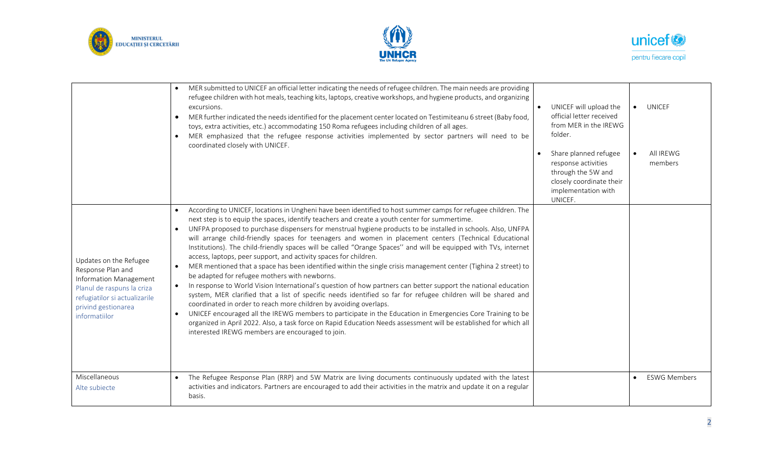| | | | |
|---|---|---|---|
| | • MER submitted to UNICEF an official letter indicating the needs of refugee children. The main needs are providing refugee children with hot meals, teaching kits, laptops, creative workshops, and hygiene products, and organizing excursions.<br>• MER further indicated the needs identified for the placement center located on Testimiteanu 6 street (Baby food, toys, extra activities, etc.) accommodating 150 Roma refugees including children of all ages.<br>• MER emphasized that the refugee response activities implemented by sector partners will need to be coordinated closely with UNICEF. | • UNICEF will upload the official letter received from MER in the IREWG folder.<br>• Share planned refugee response activities through the 5W and closely coordinate their implementation with UNICEF. | • UNICEF<br>• All IREWG members |
| Updates on the Refugee Response Plan and Information Management<br>Planul de raspuns la criza refugiatilor si actualizarile privind gestionarea informatiilor | • According to UNICEF, locations in Ungheni have been identified to host summer camps for refugee children. The next step is to equip the spaces, identify teachers and create a youth center for summertime.<br>• UNFPA proposed to purchase dispensers for menstrual hygiene products to be installed in schools. Also, UNFPA will arrange child-friendly spaces for teenagers and women in placement centers (Technical Educational Institutions). The child-friendly spaces will be called "Orange Spaces'' and will be equipped with TVs, internet access, laptops, peer support, and activity spaces for children.<br>• MER mentioned that a space has been identified within the single crisis management center (Tighina 2 street) to be adapted for refugee mothers with newborns.<br>• In response to World Vision International's question of how partners can better support the national education system, MER clarified that a list of specific needs identified so far for refugee children will be shared and coordinated in order to reach more children by avoiding overlaps.<br>• UNICEF encouraged all the IREWG members to participate in the Education in Emergencies Core Training to be organized in April 2022. Also, a task force on Rapid Education Needs assessment will be established for which all interested IREWG members are encouraged to join. | | |
| Miscellaneous<br>Alte subiecte | • The Refugee Response Plan (RRP) and 5W Matrix are living documents continuously updated with the latest activities and indicators. Partners are encouraged to add their activities in the matrix and update it on a regular basis. | | • ESWG Members |